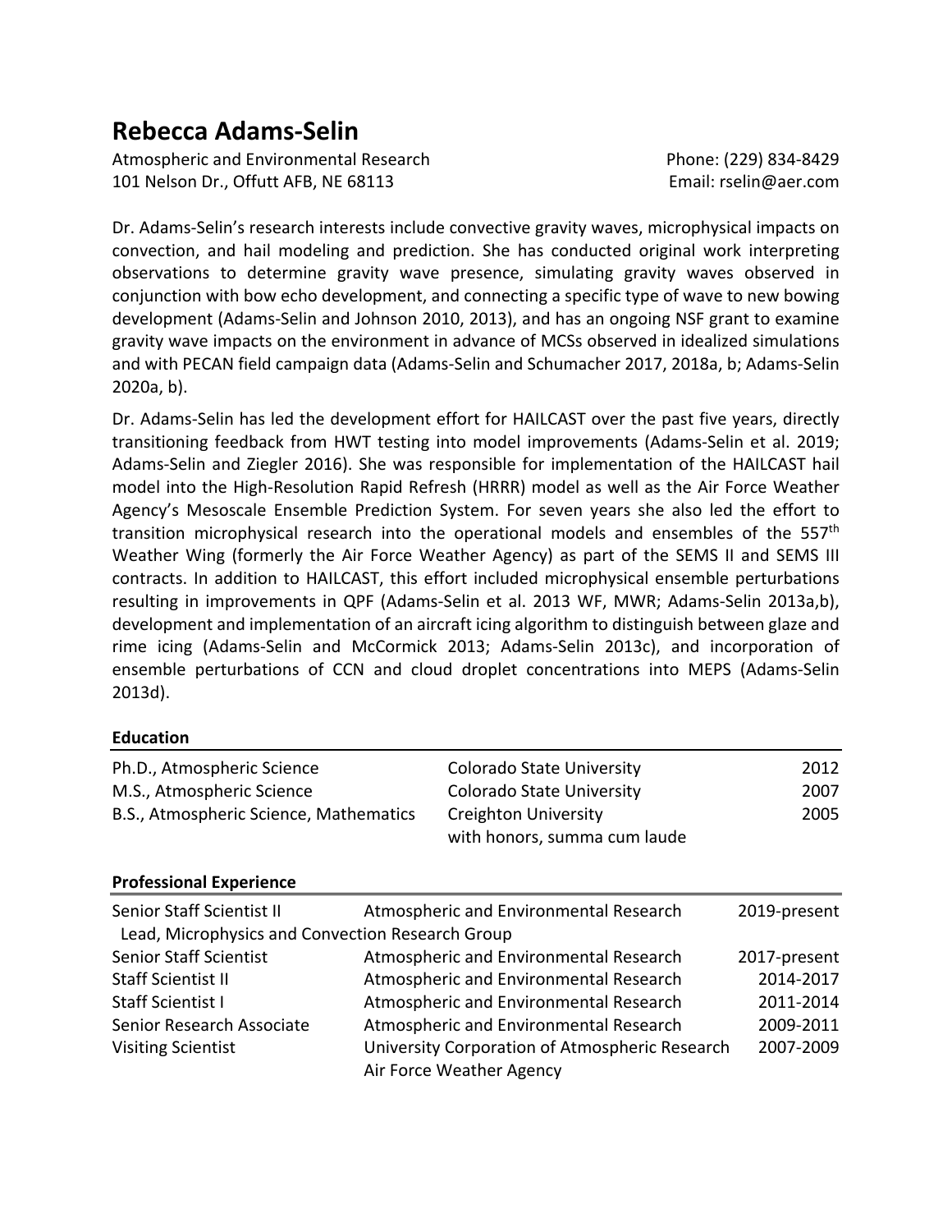# Rebecca Adams-Selin

Atmospheric and Environmental Research
101 Nelson Dr., Offutt AFB, NE 68113

Phone: (229) 834-8429
Email: rselin@aer.com

Dr. Adams-Selin's research interests include convective gravity waves, microphysical impacts on convection, and hail modeling and prediction. She has conducted original work interpreting observations to determine gravity wave presence, simulating gravity waves observed in conjunction with bow echo development, and connecting a specific type of wave to new bowing development (Adams-Selin and Johnson 2010, 2013), and has an ongoing NSF grant to examine gravity wave impacts on the environment in advance of MCSs observed in idealized simulations and with PECAN field campaign data (Adams-Selin and Schumacher 2017, 2018a, b; Adams-Selin 2020a, b).

Dr. Adams-Selin has led the development effort for HAILCAST over the past five years, directly transitioning feedback from HWT testing into model improvements (Adams-Selin et al. 2019; Adams-Selin and Ziegler 2016). She was responsible for implementation of the HAILCAST hail model into the High-Resolution Rapid Refresh (HRRR) model as well as the Air Force Weather Agency's Mesoscale Ensemble Prediction System. For seven years she also led the effort to transition microphysical research into the operational models and ensembles of the 557th Weather Wing (formerly the Air Force Weather Agency) as part of the SEMS II and SEMS III contracts. In addition to HAILCAST, this effort included microphysical ensemble perturbations resulting in improvements in QPF (Adams-Selin et al. 2013 WF, MWR; Adams-Selin 2013a,b), development and implementation of an aircraft icing algorithm to distinguish between glaze and rime icing (Adams-Selin and McCormick 2013; Adams-Selin 2013c), and incorporation of ensemble perturbations of CCN and cloud droplet concentrations into MEPS (Adams-Selin 2013d).

## Education

| | | |
|---|---|---|
| Ph.D., Atmospheric Science | Colorado State University | 2012 |
| M.S., Atmospheric Science | Colorado State University | 2007 |
| B.S., Atmospheric Science, Mathematics | Creighton University<br>with honors, summa cum laude | 2005 |

## Professional Experience

| | | |
|---|---|---|
| Senior Staff Scientist II<br>Lead, Microphysics and Convection Research Group | Atmospheric and Environmental Research | 2019-present |
| Senior Staff Scientist | Atmospheric and Environmental Research | 2017-present |
| Staff Scientist II | Atmospheric and Environmental Research | 2014-2017 |
| Staff Scientist I | Atmospheric and Environmental Research | 2011-2014 |
| Senior Research Associate | Atmospheric and Environmental Research | 2009-2011 |
| Visiting Scientist | University Corporation of Atmospheric Research<br>Air Force Weather Agency | 2007-2009 |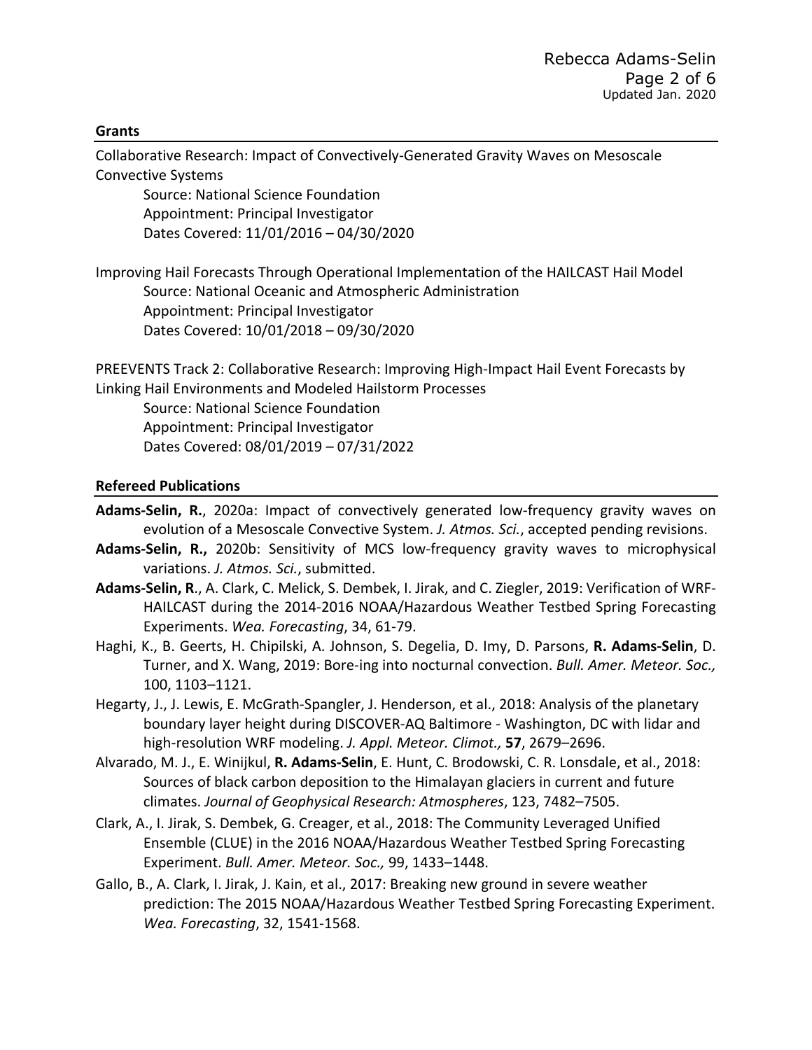## Grants

Collaborative Research: Impact of Convectively-Generated Gravity Waves on Mesoscale Convective Systems

Source: National Science Foundation
Appointment: Principal Investigator
Dates Covered: 11/01/2016 – 04/30/2020

Improving Hail Forecasts Through Operational Implementation of the HAILCAST Hail Model

Source: National Oceanic and Atmospheric Administration
Appointment: Principal Investigator
Dates Covered: 10/01/2018 – 09/30/2020

PREEVENTS Track 2: Collaborative Research: Improving High-Impact Hail Event Forecasts by Linking Hail Environments and Modeled Hailstorm Processes

Source: National Science Foundation
Appointment: Principal Investigator
Dates Covered: 08/01/2019 – 07/31/2022

## Refereed Publications

**Adams-Selin, R.**, 2020a: Impact of convectively generated low-frequency gravity waves on evolution of a Mesoscale Convective System. *J. Atmos. Sci.*, accepted pending revisions.

**Adams-Selin, R.,** 2020b: Sensitivity of MCS low-frequency gravity waves to microphysical variations. *J. Atmos. Sci.*, submitted.

**Adams-Selin, R**., A. Clark, C. Melick, S. Dembek, I. Jirak, and C. Ziegler, 2019: Verification of WRF-HAILCAST during the 2014-2016 NOAA/Hazardous Weather Testbed Spring Forecasting Experiments. *Wea. Forecasting*, 34, 61-79.

Haghi, K., B. Geerts, H. Chipilski, A. Johnson, S. Degelia, D. Imy, D. Parsons, **R. Adams-Selin**, D. Turner, and X. Wang, 2019: Bore-ing into nocturnal convection. *Bull. Amer. Meteor. Soc.,* 100, 1103–1121.

Hegarty, J., J. Lewis, E. McGrath-Spangler, J. Henderson, et al., 2018: Analysis of the planetary boundary layer height during DISCOVER-AQ Baltimore - Washington, DC with lidar and high-resolution WRF modeling. *J. Appl. Meteor. Climot.,* **57**, 2679–2696.

Alvarado, M. J., E. Winijkul, **R. Adams-Selin**, E. Hunt, C. Brodowski, C. R. Lonsdale, et al., 2018: Sources of black carbon deposition to the Himalayan glaciers in current and future climates. *Journal of Geophysical Research: Atmospheres*, 123, 7482–7505.

Clark, A., I. Jirak, S. Dembek, G. Creager, et al., 2018: The Community Leveraged Unified Ensemble (CLUE) in the 2016 NOAA/Hazardous Weather Testbed Spring Forecasting Experiment. *Bull. Amer. Meteor. Soc.,* 99, 1433–1448.

Gallo, B., A. Clark, I. Jirak, J. Kain, et al., 2017: Breaking new ground in severe weather prediction: The 2015 NOAA/Hazardous Weather Testbed Spring Forecasting Experiment. *Wea. Forecasting*, 32, 1541-1568.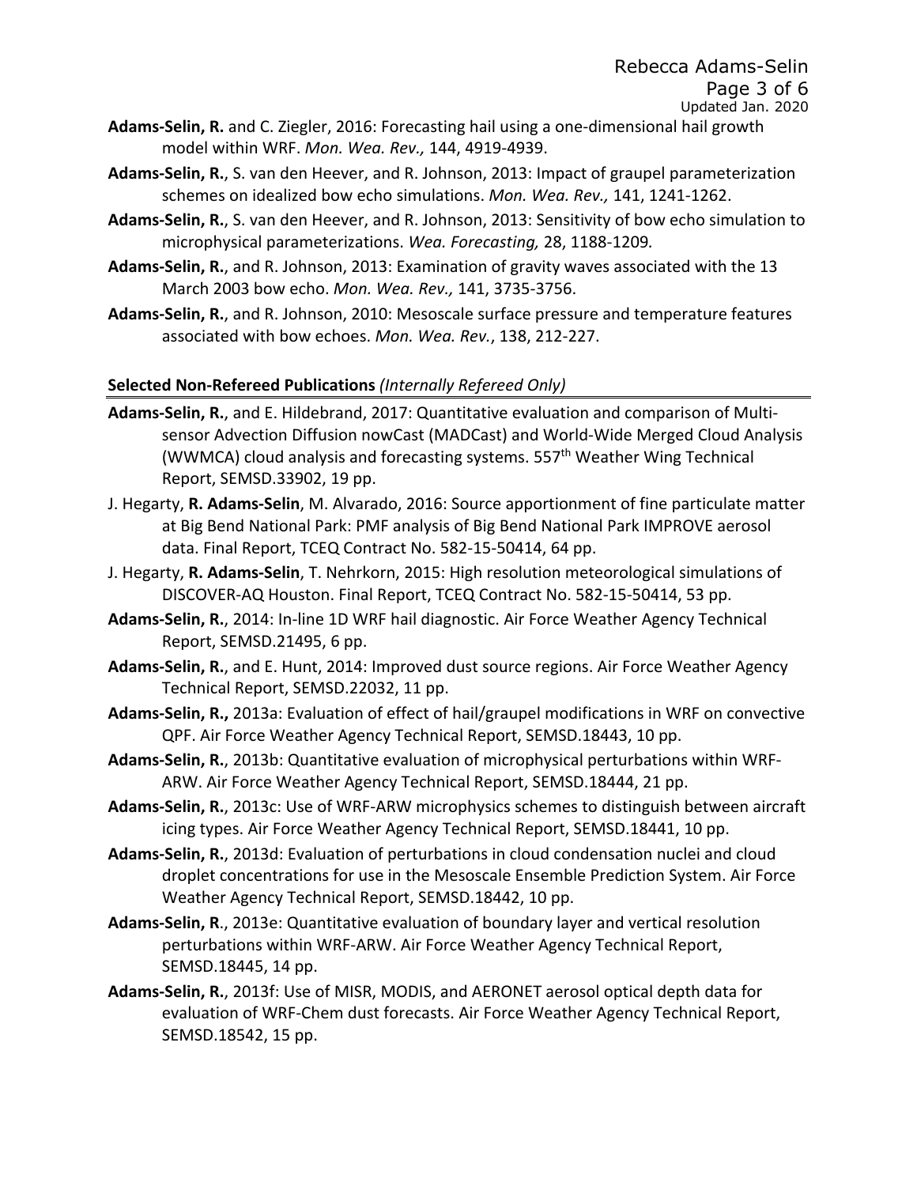**Adams-Selin, R.** and C. Ziegler, 2016: Forecasting hail using a one-dimensional hail growth model within WRF. *Mon. Wea. Rev.,* 144, 4919-4939.

**Adams-Selin, R.**, S. van den Heever, and R. Johnson, 2013: Impact of graupel parameterization schemes on idealized bow echo simulations. *Mon. Wea. Rev.,* 141, 1241-1262.

**Adams-Selin, R.**, S. van den Heever, and R. Johnson, 2013: Sensitivity of bow echo simulation to microphysical parameterizations. *Wea. Forecasting,* 28, 1188-1209.

**Adams-Selin, R.**, and R. Johnson, 2013: Examination of gravity waves associated with the 13 March 2003 bow echo. *Mon. Wea. Rev.,* 141, 3735-3756.

**Adams-Selin, R.**, and R. Johnson, 2010: Mesoscale surface pressure and temperature features associated with bow echoes. *Mon. Wea. Rev.*, 138, 212-227.

## Selected Non-Refereed Publications *(Internally Refereed Only)*

**Adams-Selin, R.**, and E. Hildebrand, 2017: Quantitative evaluation and comparison of Multi-sensor Advection Diffusion nowCast (MADCast) and World-Wide Merged Cloud Analysis (WWMCA) cloud analysis and forecasting systems. 557th Weather Wing Technical Report, SEMSD.33902, 19 pp.

J. Hegarty, **R. Adams-Selin**, M. Alvarado, 2016: Source apportionment of fine particulate matter at Big Bend National Park: PMF analysis of Big Bend National Park IMPROVE aerosol data. Final Report, TCEQ Contract No. 582-15-50414, 64 pp.

J. Hegarty, **R. Adams-Selin**, T. Nehrkorn, 2015: High resolution meteorological simulations of DISCOVER-AQ Houston. Final Report, TCEQ Contract No. 582-15-50414, 53 pp.

**Adams-Selin, R.**, 2014: In-line 1D WRF hail diagnostic. Air Force Weather Agency Technical Report, SEMSD.21495, 6 pp.

**Adams-Selin, R.**, and E. Hunt, 2014: Improved dust source regions. Air Force Weather Agency Technical Report, SEMSD.22032, 11 pp.

**Adams-Selin, R.,** 2013a: Evaluation of effect of hail/graupel modifications in WRF on convective QPF. Air Force Weather Agency Technical Report, SEMSD.18443, 10 pp.

**Adams-Selin, R.**, 2013b: Quantitative evaluation of microphysical perturbations within WRF-ARW. Air Force Weather Agency Technical Report, SEMSD.18444, 21 pp.

**Adams-Selin, R.**, 2013c: Use of WRF-ARW microphysics schemes to distinguish between aircraft icing types. Air Force Weather Agency Technical Report, SEMSD.18441, 10 pp.

**Adams-Selin, R.**, 2013d: Evaluation of perturbations in cloud condensation nuclei and cloud droplet concentrations for use in the Mesoscale Ensemble Prediction System. Air Force Weather Agency Technical Report, SEMSD.18442, 10 pp.

**Adams-Selin, R**., 2013e: Quantitative evaluation of boundary layer and vertical resolution perturbations within WRF-ARW. Air Force Weather Agency Technical Report, SEMSD.18445, 14 pp.

**Adams-Selin, R.**, 2013f: Use of MISR, MODIS, and AERONET aerosol optical depth data for evaluation of WRF-Chem dust forecasts. Air Force Weather Agency Technical Report, SEMSD.18542, 15 pp.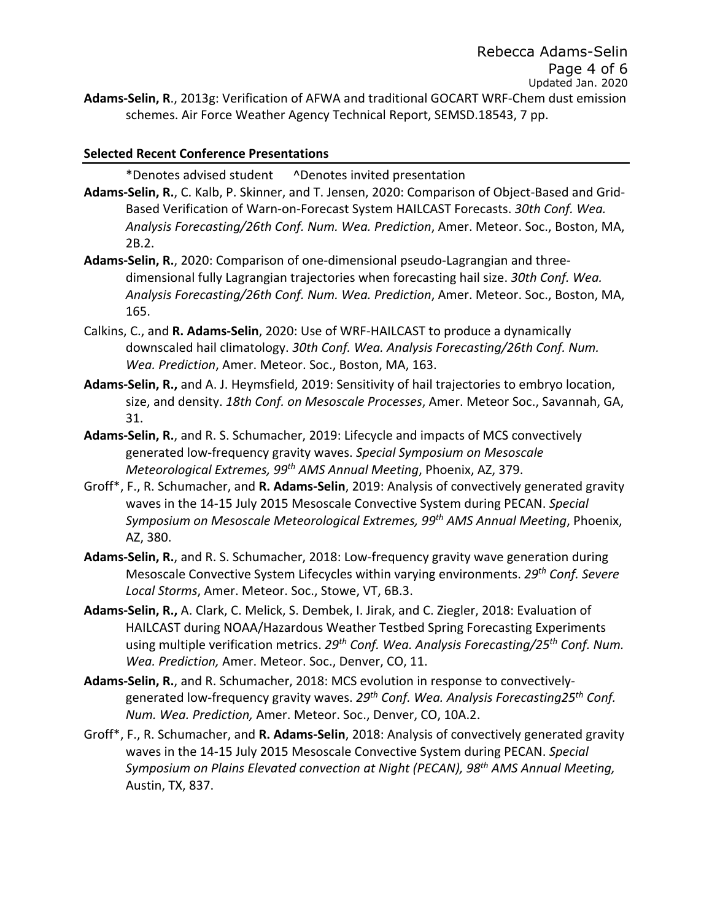**Adams-Selin, R**., 2013g: Verification of AFWA and traditional GOCART WRF-Chem dust emission schemes. Air Force Weather Agency Technical Report, SEMSD.18543, 7 pp.

**Selected Recent Conference Presentations**

*Denotes advised student ^Denotes invited presentation

**Adams-Selin, R.**, C. Kalb, P. Skinner, and T. Jensen, 2020: Comparison of Object-Based and Grid-Based Verification of Warn-on-Forecast System HAILCAST Forecasts. *30th Conf. Wea. Analysis Forecasting/26th Conf. Num. Wea. Prediction*, Amer. Meteor. Soc., Boston, MA, 2B.2.

**Adams-Selin, R.**, 2020: Comparison of one-dimensional pseudo-Lagrangian and three-dimensional fully Lagrangian trajectories when forecasting hail size. *30th Conf. Wea. Analysis Forecasting/26th Conf. Num. Wea. Prediction*, Amer. Meteor. Soc., Boston, MA, 165.

Calkins, C., and **R. Adams-Selin**, 2020: Use of WRF-HAILCAST to produce a dynamically downscaled hail climatology. *30th Conf. Wea. Analysis Forecasting/26th Conf. Num. Wea. Prediction*, Amer. Meteor. Soc., Boston, MA, 163.

**Adams-Selin, R.,** and A. J. Heymsfield, 2019: Sensitivity of hail trajectories to embryo location, size, and density. *18th Conf. on Mesoscale Processes*, Amer. Meteor Soc., Savannah, GA, 31.

**Adams-Selin, R.**, and R. S. Schumacher, 2019: Lifecycle and impacts of MCS convectively generated low-frequency gravity waves. *Special Symposium on Mesoscale Meteorological Extremes, 99th AMS Annual Meeting*, Phoenix, AZ, 379.

Groff*, F., R. Schumacher, and **R. Adams-Selin**, 2019: Analysis of convectively generated gravity waves in the 14-15 July 2015 Mesoscale Convective System during PECAN. *Special Symposium on Mesoscale Meteorological Extremes, 99th AMS Annual Meeting*, Phoenix, AZ, 380.

**Adams-Selin, R.**, and R. S. Schumacher, 2018: Low-frequency gravity wave generation during Mesoscale Convective System Lifecycles within varying environments. *29th Conf. Severe Local Storms*, Amer. Meteor. Soc., Stowe, VT, 6B.3.

**Adams-Selin, R.,** A. Clark, C. Melick, S. Dembek, I. Jirak, and C. Ziegler, 2018: Evaluation of HAILCAST during NOAA/Hazardous Weather Testbed Spring Forecasting Experiments using multiple verification metrics. *29th Conf. Wea. Analysis Forecasting/25th Conf. Num. Wea. Prediction,* Amer. Meteor. Soc., Denver, CO, 11.

**Adams-Selin, R.**, and R. Schumacher, 2018: MCS evolution in response to convectively-generated low-frequency gravity waves. *29th Conf. Wea. Analysis Forecasting25th Conf. Num. Wea. Prediction,* Amer. Meteor. Soc., Denver, CO, 10A.2.

Groff*, F., R. Schumacher, and **R. Adams-Selin**, 2018: Analysis of convectively generated gravity waves in the 14-15 July 2015 Mesoscale Convective System during PECAN. *Special Symposium on Plains Elevated convection at Night (PECAN), 98th AMS Annual Meeting,* Austin, TX, 837.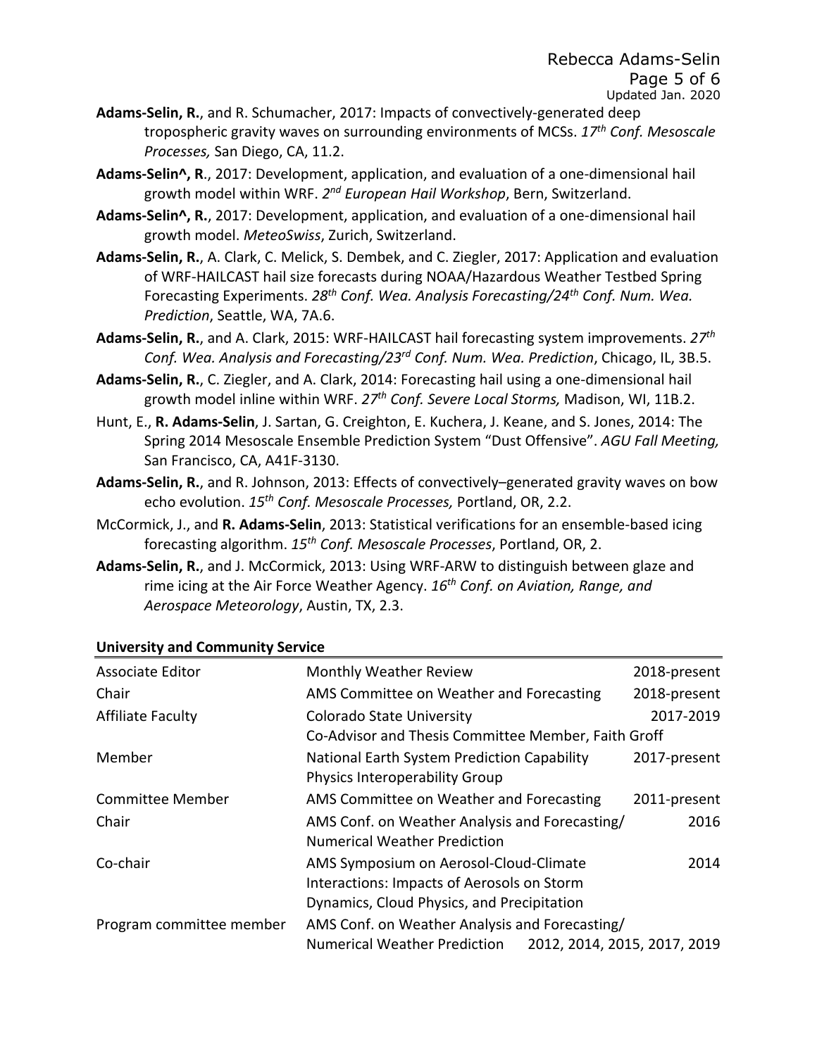**Adams-Selin, R.**, and R. Schumacher, 2017: Impacts of convectively-generated deep tropospheric gravity waves on surrounding environments of MCSs. *17th Conf. Mesoscale Processes,* San Diego, CA, 11.2.

**Adams-Selin^, R**., 2017: Development, application, and evaluation of a one-dimensional hail growth model within WRF. *2nd European Hail Workshop*, Bern, Switzerland.

**Adams-Selin^, R.**, 2017: Development, application, and evaluation of a one-dimensional hail growth model. *MeteoSwiss*, Zurich, Switzerland.

**Adams-Selin, R.**, A. Clark, C. Melick, S. Dembek, and C. Ziegler, 2017: Application and evaluation of WRF-HAILCAST hail size forecasts during NOAA/Hazardous Weather Testbed Spring Forecasting Experiments. *28th Conf. Wea. Analysis Forecasting/24th Conf. Num. Wea. Prediction*, Seattle, WA, 7A.6.

**Adams-Selin, R.**, and A. Clark, 2015: WRF-HAILCAST hail forecasting system improvements. *27th Conf. Wea. Analysis and Forecasting/23rd Conf. Num. Wea. Prediction*, Chicago, IL, 3B.5.

**Adams-Selin, R.**, C. Ziegler, and A. Clark, 2014: Forecasting hail using a one-dimensional hail growth model inline within WRF. *27th Conf. Severe Local Storms,* Madison, WI, 11B.2.

Hunt, E., **R. Adams-Selin**, J. Sartan, G. Creighton, E. Kuchera, J. Keane, and S. Jones, 2014: The Spring 2014 Mesoscale Ensemble Prediction System "Dust Offensive". *AGU Fall Meeting,* San Francisco, CA, A41F-3130.

**Adams-Selin, R.**, and R. Johnson, 2013: Effects of convectively–generated gravity waves on bow echo evolution. *15th Conf. Mesoscale Processes,* Portland, OR, 2.2.

McCormick, J., and **R. Adams-Selin**, 2013: Statistical verifications for an ensemble-based icing forecasting algorithm. *15th Conf. Mesoscale Processes*, Portland, OR, 2.

**Adams-Selin, R.**, and J. McCormick, 2013: Using WRF-ARW to distinguish between glaze and rime icing at the Air Force Weather Agency. *16th Conf. on Aviation, Range, and Aerospace Meteorology*, Austin, TX, 2.3.

## University and Community Service

| | | |
|---|---|---|
| Associate Editor | Monthly Weather Review | 2018-present |
| Chair | AMS Committee on Weather and Forecasting | 2018-present |
| Affiliate Faculty | Colorado State University<br>Co-Advisor and Thesis Committee Member, Faith Groff | 2017-2019 |
| Member | National Earth System Prediction Capability Physics Interoperability Group | 2017-present |
| Committee Member | AMS Committee on Weather and Forecasting | 2011-present |
| Chair | AMS Conf. on Weather Analysis and Forecasting/ Numerical Weather Prediction | 2016 |
| Co-chair | AMS Symposium on Aerosol-Cloud-Climate Interactions: Impacts of Aerosols on Storm Dynamics, Cloud Physics, and Precipitation | 2014 |
| Program committee member | AMS Conf. on Weather Analysis and Forecasting/ Numerical Weather Prediction | 2012, 2014, 2015, 2017, 2019 |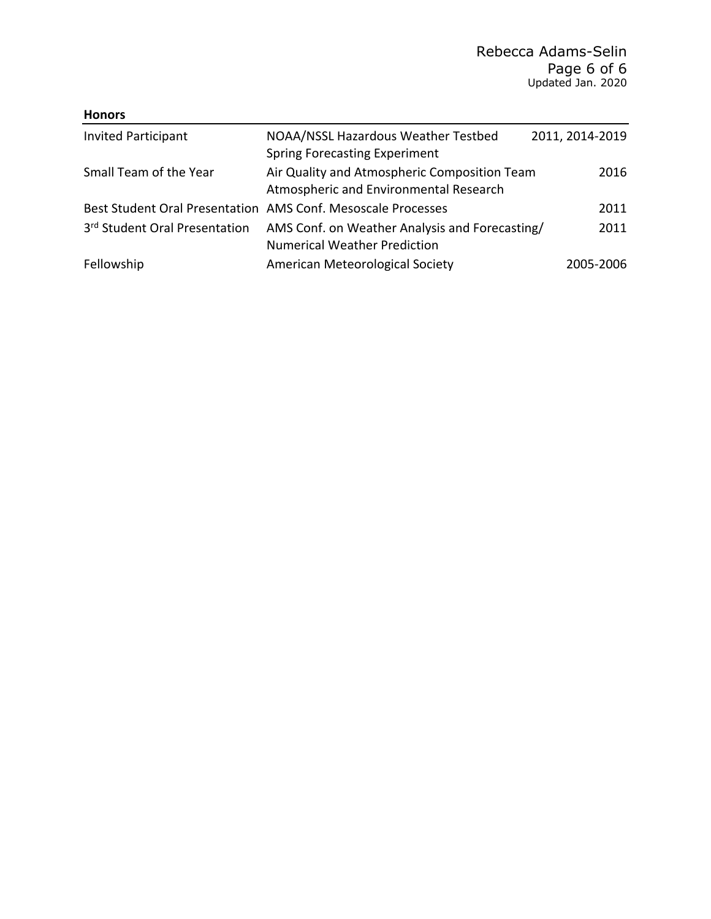**Honors**

| | | |
|---|---|---|
| Invited Participant | NOAA/NSSL Hazardous Weather Testbed Spring Forecasting Experiment | 2011, 2014-2019 |
| Small Team of the Year | Air Quality and Atmospheric Composition Team Atmospheric and Environmental Research | 2016 |
| Best Student Oral Presentation | AMS Conf. Mesoscale Processes | 2011 |
| 3rd Student Oral Presentation | AMS Conf. on Weather Analysis and Forecasting/ Numerical Weather Prediction | 2011 |
| Fellowship | American Meteorological Society | 2005-2006 |